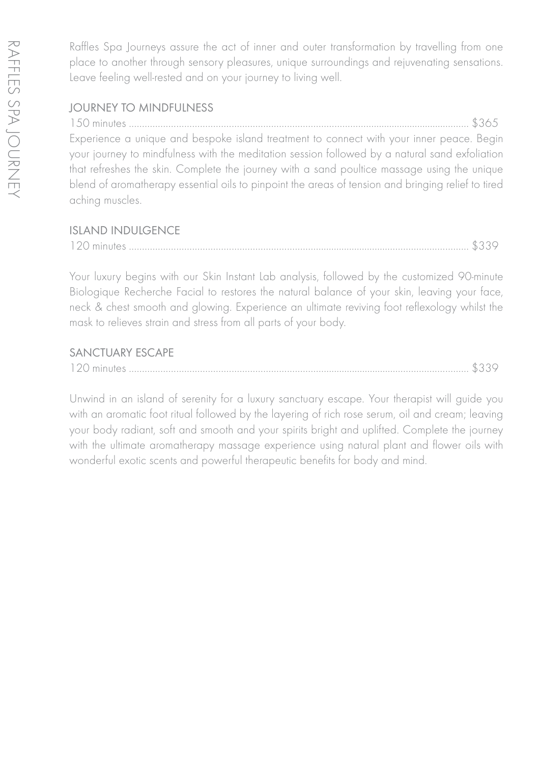# RAFFLES SPA JOURNEY

Raffles Spa Journeys assure the act of inner and outer transformation by travelling from one place to another through sensory pleasures, unique surroundings and rejuvenating sensations. Leave feeling well-rested and on your journey to living well.

## JOURNEY TO MINDFULNESS

150 minutes ................................................................................................................................ $365

Experience a unique and bespoke island treatment to connect with your inner peace. Begin your journey to mindfulness with the meditation session followed by a natural sand exfoliation that refreshes the skin. Complete the journey with a sand poultice massage using the unique blend of aromatherapy essential oils to pinpoint the areas of tension and bringing relief to tired aching muscles.

## ISLAND INDULGENCE

120 minutes ................................................................................................................................ $339

Your luxury begins with our Skin Instant Lab analysis, followed by the customized 90-minute Biologique Recherche Facial to restores the natural balance of your skin, leaving your face, neck & chest smooth and glowing. Experience an ultimate reviving foot reflexology whilst the mask to relieves strain and stress from all parts of your body.

## SANCTUARY ESCAPE

120 minutes ................................................................................................................................ $339

Unwind in an island of serenity for a luxury sanctuary escape. Your therapist will guide you with an aromatic foot ritual followed by the layering of rich rose serum, oil and cream; leaving your body radiant, soft and smooth and your spirits bright and uplifted. Complete the journey with the ultimate aromatherapy massage experience using natural plant and flower oils with wonderful exotic scents and powerful therapeutic benefits for body and mind.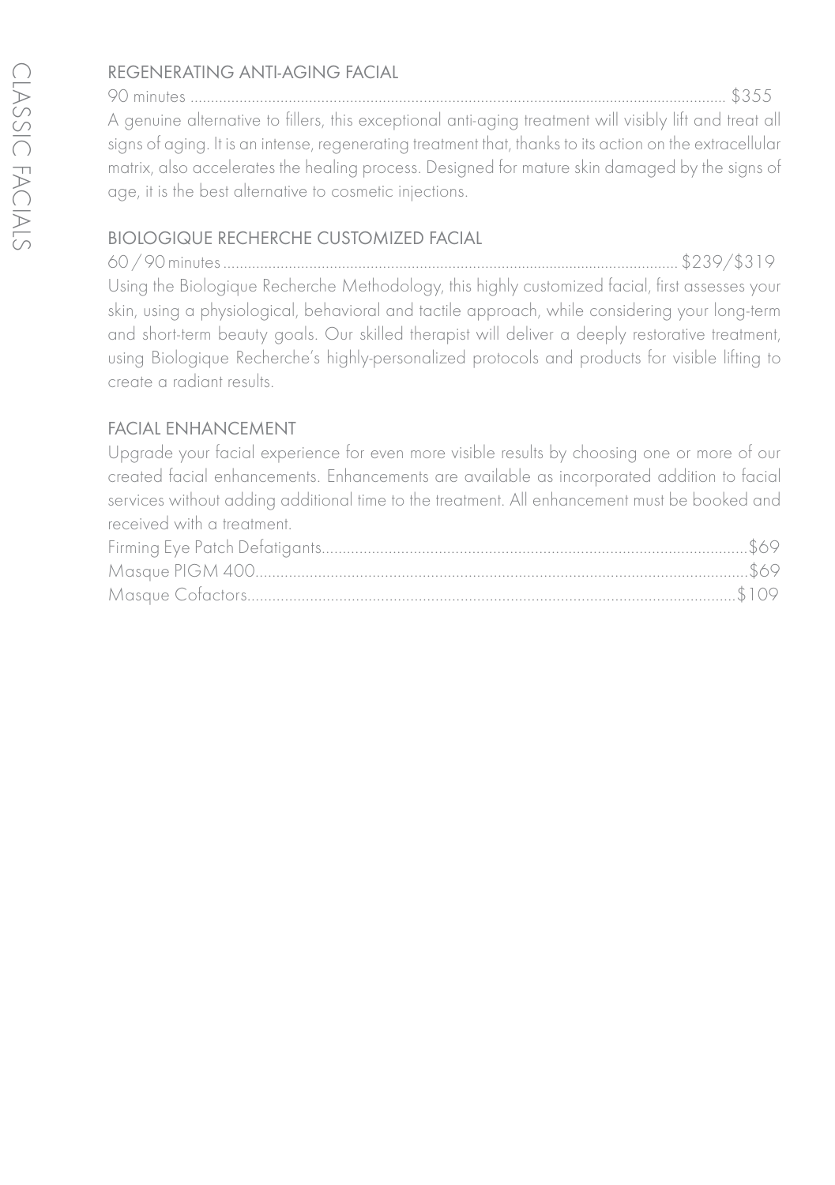## REGENERATING ANTI-AGING FACIAL

90 minutes ............................................................................................................................ $355

A genuine alternative to fillers, this exceptional anti-aging treatment will visibly lift and treat all signs of aging. It is an intense, regenerating treatment that, thanks to its action on the extracellular matrix, also accelerates the healing process. Designed for mature skin damaged by the signs of age, it is the best alternative to cosmetic injections.

## BIOLOGIQUE RECHERCHE CUSTOMIZED FACIAL

60 / 90 minutes ..................................................................................................... $239/$319

Using the Biologique Recherche Methodology, this highly customized facial, first assesses your skin, using a physiological, behavioral and tactile approach, while considering your long-term and short-term beauty goals. Our skilled therapist will deliver a deeply restorative treatment, using Biologique Recherche's highly-personalized protocols and products for visible lifting to create a radiant results.

## FACIAL ENHANCEMENT

Upgrade your facial experience for even more visible results by choosing one or more of our created facial enhancements. Enhancements are available as incorporated addition to facial services without adding additional time to the treatment. All enhancement must be booked and received with a treatment.

Firming Eye Patch Defatigants.......................................................................................................$69

Masque PIGM 400.......................................................................................................................$69

Masque Cofactors.....................................................................................................................$109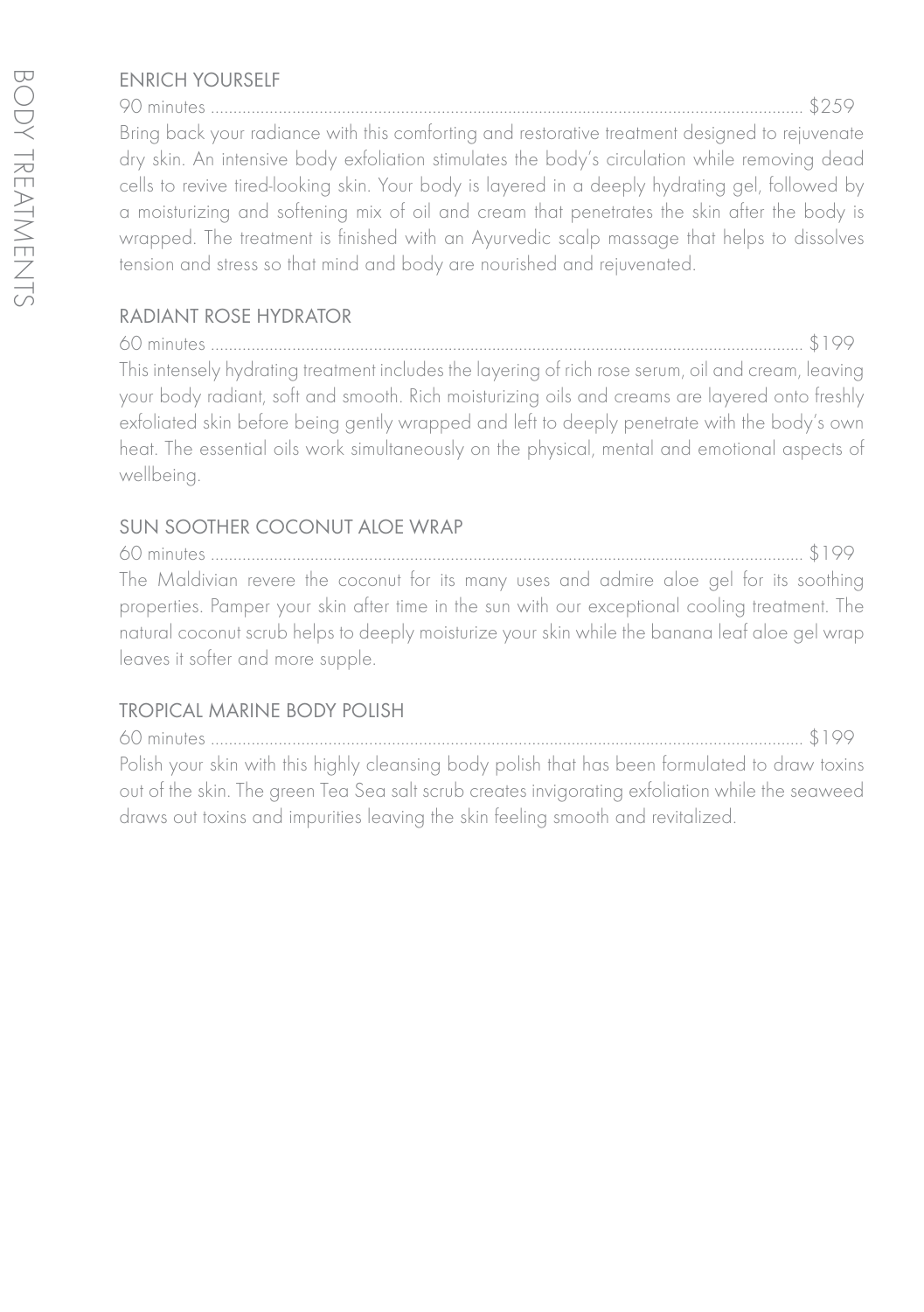# BODY TREATMENTS

## ENRICH YOURSELF

90 minutes ........................................................................................................................................ $259

Bring back your radiance with this comforting and restorative treatment designed to rejuvenate dry skin. An intensive body exfoliation stimulates the body's circulation while removing dead cells to revive tired-looking skin. Your body is layered in a deeply hydrating gel, followed by a moisturizing and softening mix of oil and cream that penetrates the skin after the body is wrapped. The treatment is finished with an Ayurvedic scalp massage that helps to dissolves tension and stress so that mind and body are nourished and rejuvenated.

## RADIANT ROSE HYDRATOR

60 minutes ........................................................................................................................................ $199

This intensely hydrating treatment includes the layering of rich rose serum, oil and cream, leaving your body radiant, soft and smooth. Rich moisturizing oils and creams are layered onto freshly exfoliated skin before being gently wrapped and left to deeply penetrate with the body's own heat. The essential oils work simultaneously on the physical, mental and emotional aspects of wellbeing.

## SUN SOOTHER COCONUT ALOE WRAP

60 minutes ........................................................................................................................................ $199

The Maldivian revere the coconut for its many uses and admire aloe gel for its soothing properties. Pamper your skin after time in the sun with our exceptional cooling treatment. The natural coconut scrub helps to deeply moisturize your skin while the banana leaf aloe gel wrap leaves it softer and more supple.

## TROPICAL MARINE BODY POLISH

60 minutes ........................................................................................................................................ $199

Polish your skin with this highly cleansing body polish that has been formulated to draw toxins out of the skin. The green Tea Sea salt scrub creates invigorating exfoliation while the seaweed draws out toxins and impurities leaving the skin feeling smooth and revitalized.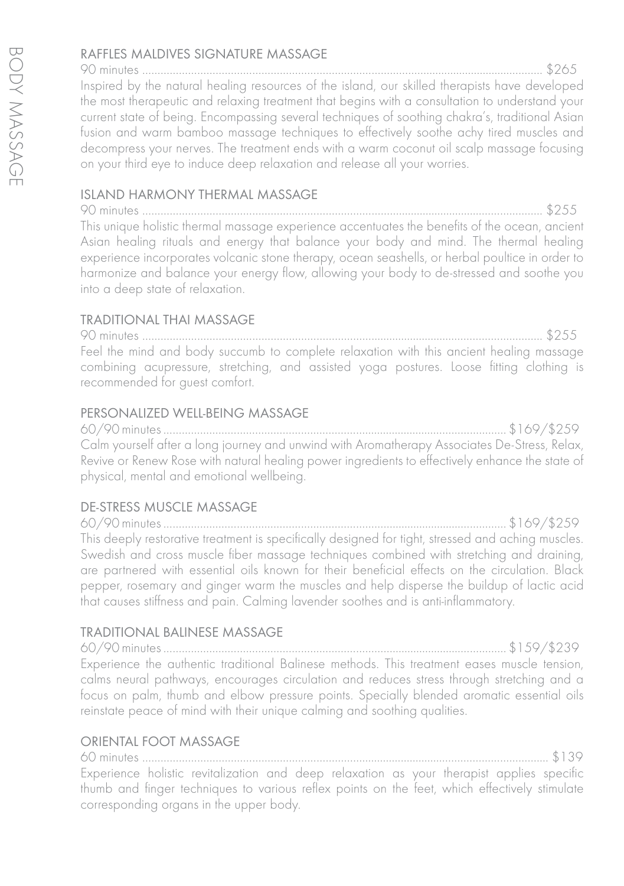# BODY MASSAGE

## RAFFLES MALDIVES SIGNATURE MASSAGE

90 minutes .................................................................................................................................. $265

Inspired by the natural healing resources of the island, our skilled therapists have developed the most therapeutic and relaxing treatment that begins with a consultation to understand your current state of being. Encompassing several techniques of soothing chakra's, traditional Asian fusion and warm bamboo massage techniques to effectively soothe achy tired muscles and decompress your nerves. The treatment ends with a warm coconut oil scalp massage focusing on your third eye to induce deep relaxation and release all your worries.

## ISLAND HARMONY THERMAL MASSAGE

90 minutes .................................................................................................................................. $255

This unique holistic thermal massage experience accentuates the benefits of the ocean, ancient Asian healing rituals and energy that balance your body and mind. The thermal healing experience incorporates volcanic stone therapy, ocean seashells, or herbal poultice in order to harmonize and balance your energy flow, allowing your body to de-stressed and soothe you into a deep state of relaxation.

## TRADITIONAL THAI MASSAGE

90 minutes .................................................................................................................................. $255

Feel the mind and body succumb to complete relaxation with this ancient healing massage combining acupressure, stretching, and assisted yoga postures. Loose fitting clothing is recommended for guest comfort.

## PERSONALIZED WELL-BEING MASSAGE

60/90 minutes .............................................................................................................. $169/$259

Calm yourself after a long journey and unwind with Aromatherapy Associates De-Stress, Relax, Revive or Renew Rose with natural healing power ingredients to effectively enhance the state of physical, mental and emotional wellbeing.

## DE-STRESS MUSCLE MASSAGE

60/90 minutes .............................................................................................................. $169/$259

This deeply restorative treatment is specifically designed for tight, stressed and aching muscles. Swedish and cross muscle fiber massage techniques combined with stretching and draining, are partnered with essential oils known for their beneficial effects on the circulation. Black pepper, rosemary and ginger warm the muscles and help disperse the buildup of lactic acid that causes stiffness and pain. Calming lavender soothes and is anti-inflammatory.

## TRADITIONAL BALINESE MASSAGE

60/90 minutes .............................................................................................................. $159/$239

Experience the authentic traditional Balinese methods. This treatment eases muscle tension, calms neural pathways, encourages circulation and reduces stress through stretching and a focus on palm, thumb and elbow pressure points. Specially blended aromatic essential oils reinstate peace of mind with their unique calming and soothing qualities.

## ORIENTAL FOOT MASSAGE

60 minutes .................................................................................................................................. $139

Experience holistic revitalization and deep relaxation as your therapist applies specific thumb and finger techniques to various reflex points on the feet, which effectively stimulate corresponding organs in the upper body.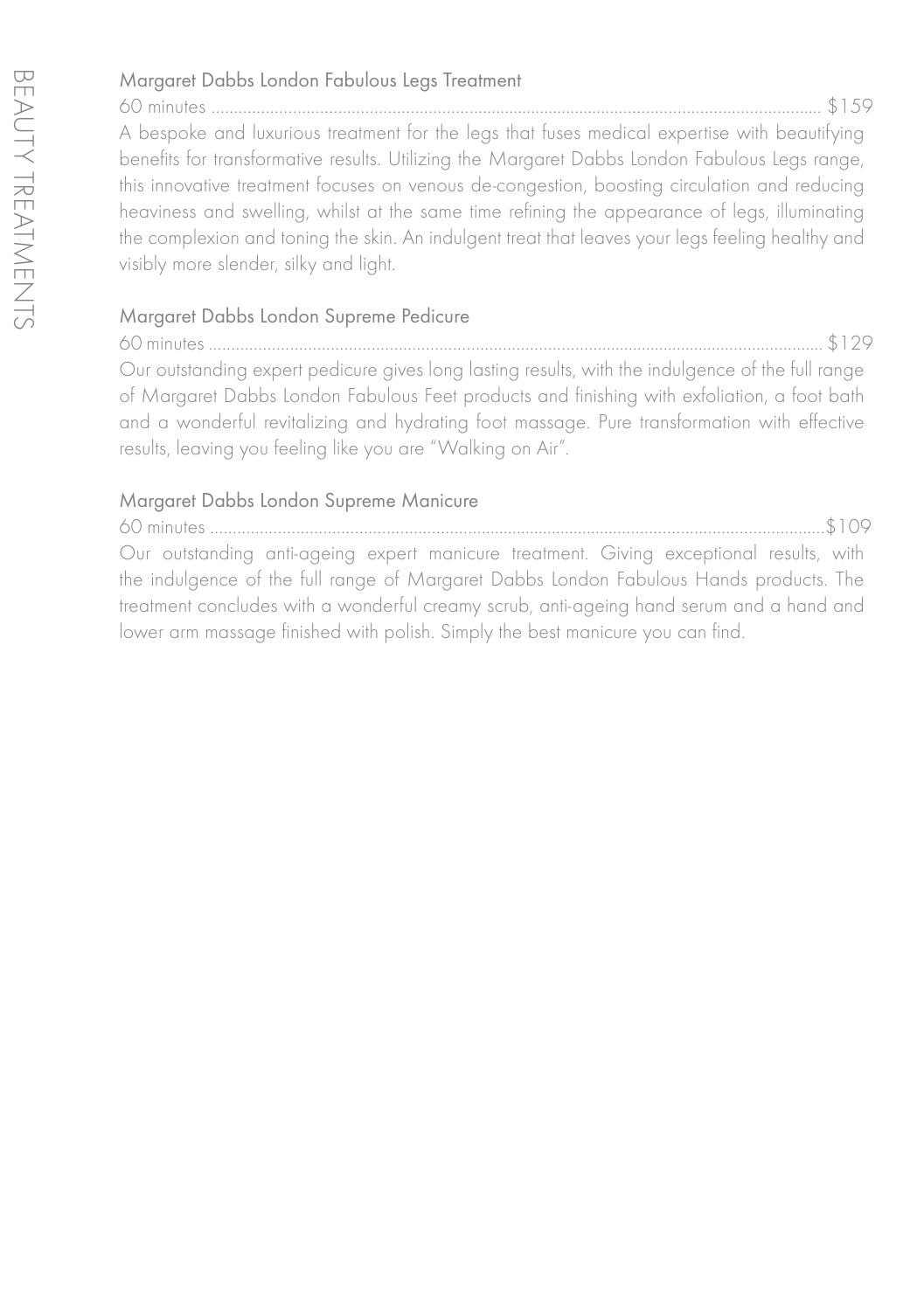### Margaret Dabbs London Fabulous Legs Treatment

60 minutes ........................................................................................................................................ $159

A bespoke and luxurious treatment for the legs that fuses medical expertise with beautifying benefits for transformative results. Utilizing the Margaret Dabbs London Fabulous Legs range, this innovative treatment focuses on venous de-congestion, boosting circulation and reducing heaviness and swelling, whilst at the same time refining the appearance of legs, illuminating the complexion and toning the skin. An indulgent treat that leaves your legs feeling healthy and visibly more slender, silky and light.

### Margaret Dabbs London Supreme Pedicure

60 minutes ........................................................................................................................................ $129

Our outstanding expert pedicure gives long lasting results, with the indulgence of the full range of Margaret Dabbs London Fabulous Feet products and finishing with exfoliation, a foot bath and a wonderful revitalizing and hydrating foot massage. Pure transformation with effective results, leaving you feeling like you are "Walking on Air".

### Margaret Dabbs London Supreme Manicure

60 minutes ........................................................................................................................................$109

Our outstanding anti-ageing expert manicure treatment. Giving exceptional results, with the indulgence of the full range of Margaret Dabbs London Fabulous Hands products. The treatment concludes with a wonderful creamy scrub, anti-ageing hand serum and a hand and lower arm massage finished with polish. Simply the best manicure you can find.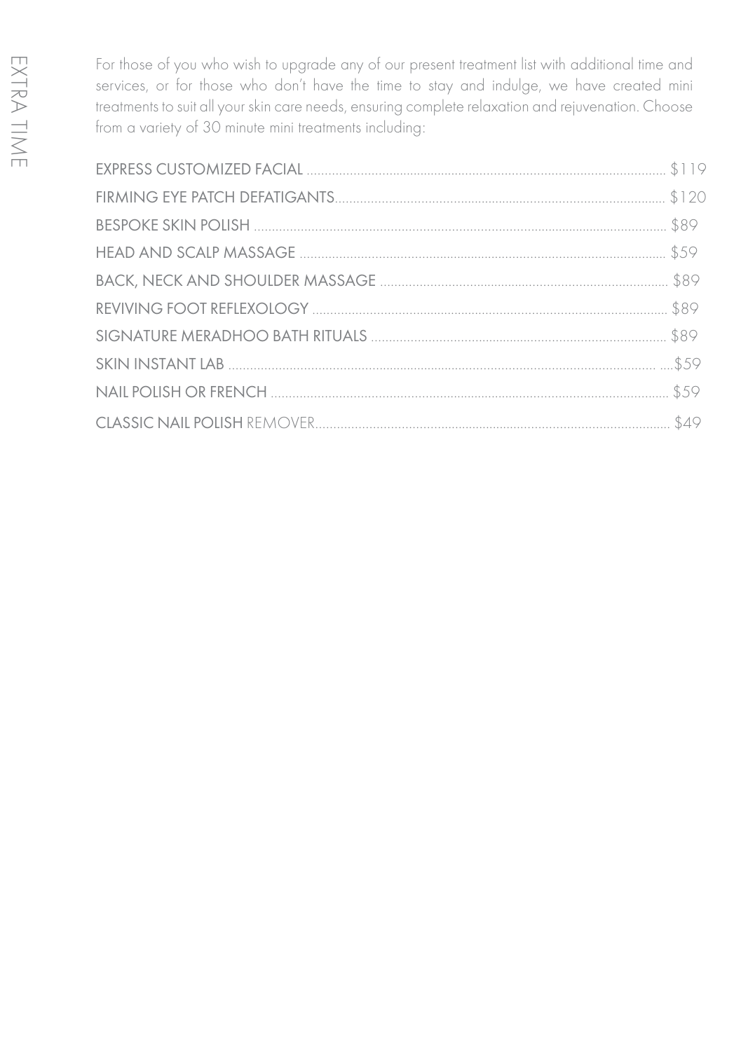# EXTRA TIME

For those of you who wish to upgrade any of our present treatment list with additional time and services, or for those who don't have the time to stay and indulge, we have created mini treatments to suit all your skin care needs, ensuring complete relaxation and rejuvenation. Choose from a variety of 30 minute mini treatments including:

| Treatment | Price |
|---|---|
| EXPRESS CUSTOMIZED FACIAL | $119 |
| FIRMING EYE PATCH DEFATIGANTS | $120 |
| BESPOKE SKIN POLISH | $89 |
| HEAD AND SCALP MASSAGE | $59 |
| BACK, NECK AND SHOULDER MASSAGE | $89 |
| REVIVING FOOT REFLEXOLOGY | $89 |
| SIGNATURE MERADHOO BATH RITUALS | $89 |
| SKIN INSTANT LAB | $59 |
| NAIL POLISH OR FRENCH | $59 |
| CLASSIC NAIL POLISH REMOVER | $49 |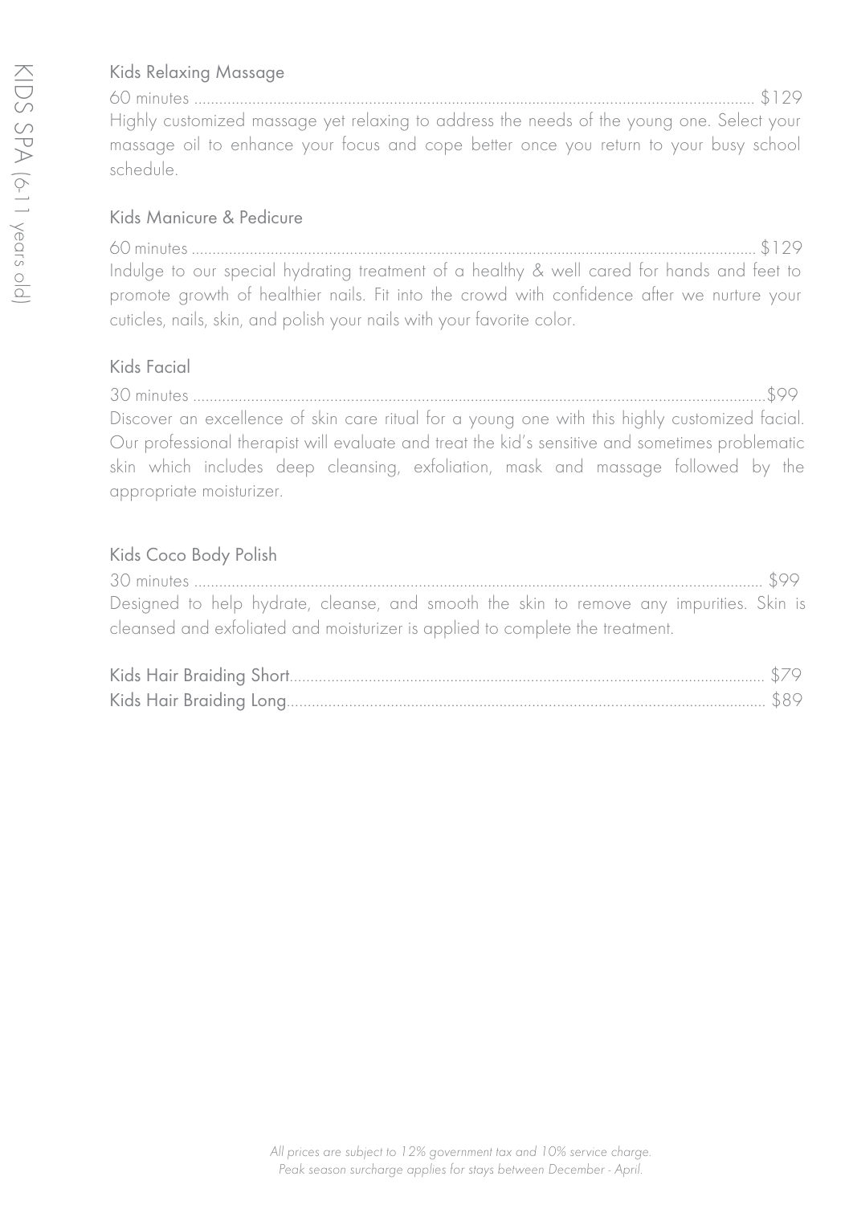# KIDS SPA (6-11 years old)

## Kids Relaxing Massage

60 minutes ........................................................................................................................................ $129

Highly customized massage yet relaxing to address the needs of the young one. Select your massage oil to enhance your focus and cope better once you return to your busy school schedule.

## Kids Manicure & Pedicure

60 minutes ........................................................................................................................................ $129

Indulge to our special hydrating treatment of a healthy & well cared for hands and feet to promote growth of healthier nails. Fit into the crowd with confidence after we nurture your cuticles, nails, skin, and polish your nails with your favorite color.

## Kids Facial

30 minutes ........................................................................................................................................$99

Discover an excellence of skin care ritual for a young one with this highly customized facial. Our professional therapist will evaluate and treat the kid's sensitive and sometimes problematic skin which includes deep cleansing, exfoliation, mask and massage followed by the appropriate moisturizer.

## Kids Coco Body Polish

30 minutes ........................................................................................................................................ $99

Designed to help hydrate, cleanse, and smooth the skin to remove any impurities. Skin is cleansed and exfoliated and moisturizer is applied to complete the treatment.

Kids Hair Braiding Short.................................................................................................................. $79
Kids Hair Braiding Long.................................................................................................................. $89

*All prices are subject to 12% government tax and 10% service charge.*
*Peak season surcharge applies for stays between December - April.*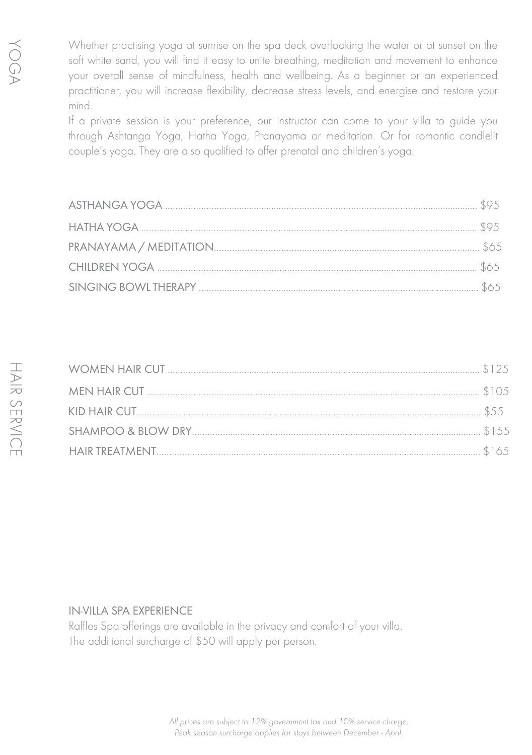## YOGA

Whether practising yoga at sunrise on the spa deck overlooking the water or at sunset on the soft white sand, you will find it easy to unite breathing, meditation and movement to enhance your overall sense of mindfulness, health and wellbeing. As a beginner or an experienced practitioner, you will increase flexibility, decrease stress levels, and energise and restore your mind.

If a private session is your preference, our instructor can come to your villa to guide you through Ashtanga Yoga, Hatha Yoga, Pranayama or meditation. Or for romantic candlelit couple's yoga. They are also qualified to offer prenatal and children's yoga.

| | |
|---|---|
| ASTHANGA YOGA | $95 |
| HATHA YOGA | $95 |
| PRANAYAMA / MEDITATION | $65 |
| CHILDREN YOGA | $65 |
| SINGING BOWL THERAPY | $65 |

## HAIR SERVICE

| | |
|---|---|
| WOMEN HAIR CUT | $125 |
| MEN HAIR CUT | $105 |
| KID HAIR CUT | $55 |
| SHAMPOO & BLOW DRY | $155 |
| HAIR TREATMENT | $165 |

IN-VILLA SPA EXPERIENCE

Raffles Spa offerings are available in the privacy and comfort of your villa.
The additional surcharge of $50 will apply per person.

*All prices are subject to 12% government tax and 10% service charge.*
*Peak season surcharge applies for stays between December - April.*